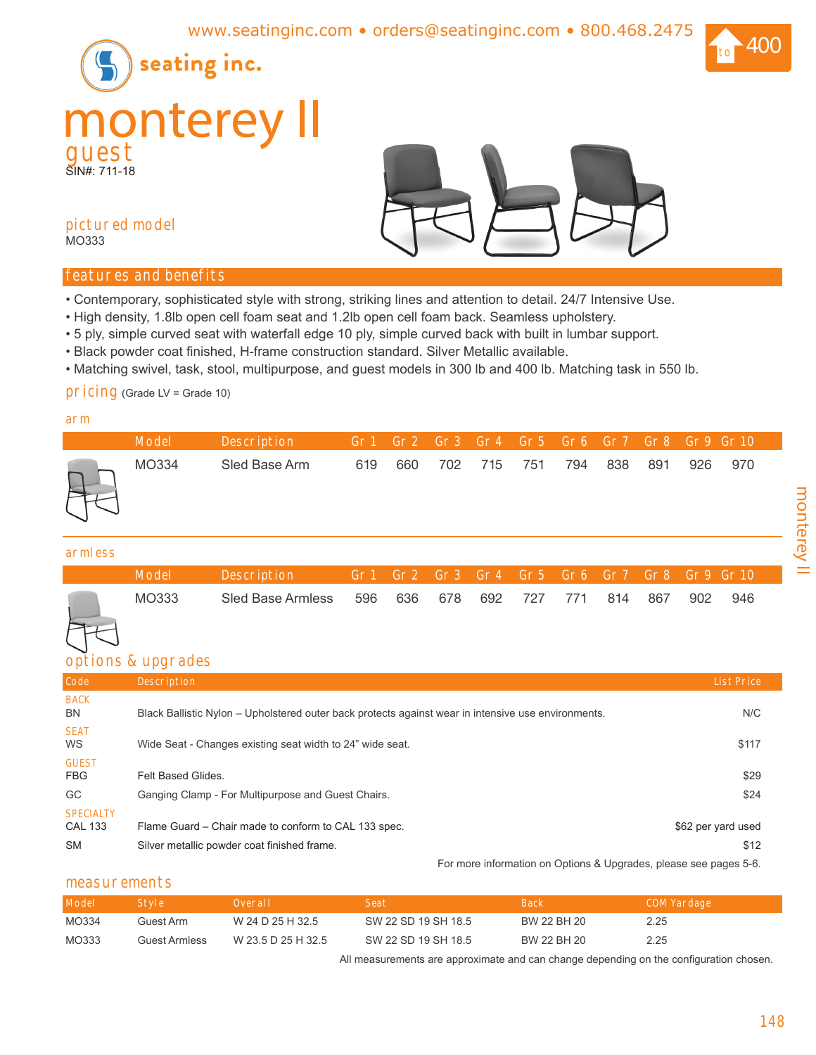www.seatinginc.com • orders@seatinginc.com • 800.468.2475

seating inc.

to 400

# monterey II

## guest

SIN#: 711-18

### pictured model

MO333

### features and benefits

- Contemporary, sophisticated style with strong, striking lines and attention to detail. 24/7 Intensive Use.
- High density, 1.8lb open cell foam seat and 1.2lb open cell foam back. Seamless upholstery.
- 5 ply, simple curved seat with waterfall edge 10 ply, simple curved back with built in lumbar support.
- Black powder coat finished, H-frame construction standard. Silver Metallic available.
- Matching swivel, task, stool, multipurpose, and guest models in 300 lb and 400 lb. Matching task in 550 lb.

### pricing (Grade LV = Grade 10)

#### arm

| Model | Description | Gr 1 | Gr 2 | Gr 3 | Gr 4 | Gr 5 | Gr 6 | Gr 7 | Gr 8 | Gr 9 | Gr 10 |
|---|---|---|---|---|---|---|---|---|---|---|---|
| MO334 | Sled Base Arm | 619 | 660 | 702 | 715 | 751 | 794 | 838 | 891 | 926 | 970 |

#### armless

| Model | Description | Gr 1 | Gr 2 | Gr 3 | Gr 4 | Gr 5 | Gr 6 | Gr 7 | Gr 8 | Gr 9 | Gr 10 |
|---|---|---|---|---|---|---|---|---|---|---|---|
| MO333 | Sled Base Armless | 596 | 636 | 678 | 692 | 727 | 771 | 814 | 867 | 902 | 946 |

### options & upgrades

| Code | Description | List Price |
|---|---|---|
| **BACK** | | |
| BN | Black Ballistic Nylon – Upholstered outer back protects against wear in intensive use environments. | N/C |
| **SEAT** | | |
| WS | Wide Seat - Changes existing seat width to 24" wide seat. | $117 |
| **GUEST** | | |
| FBG | Felt Based Glides. | $29 |
| GC | Ganging Clamp - For Multipurpose and Guest Chairs. | $24 |
| **SPECIALTY** | | |
| CAL 133 | Flame Guard – Chair made to conform to CAL 133 spec. | $62 per yard used |
| SM | Silver metallic powder coat finished frame. | $12 |

For more information on Options & Upgrades, please see pages 5-6.

### measurements

| Model | Style | Overall | Seat | Back | COM Yardage |
|---|---|---|---|---|---|
| MO334 | Guest Arm | W 24 D 25 H 32.5 | SW 22 SD 19 SH 18.5 | BW 22 BH 20 | 2.25 |
| MO333 | Guest Armless | W 23.5 D 25 H 32.5 | SW 22 SD 19 SH 18.5 | BW 22 BH 20 | 2.25 |

All measurements are approximate and can change depending on the configuration chosen.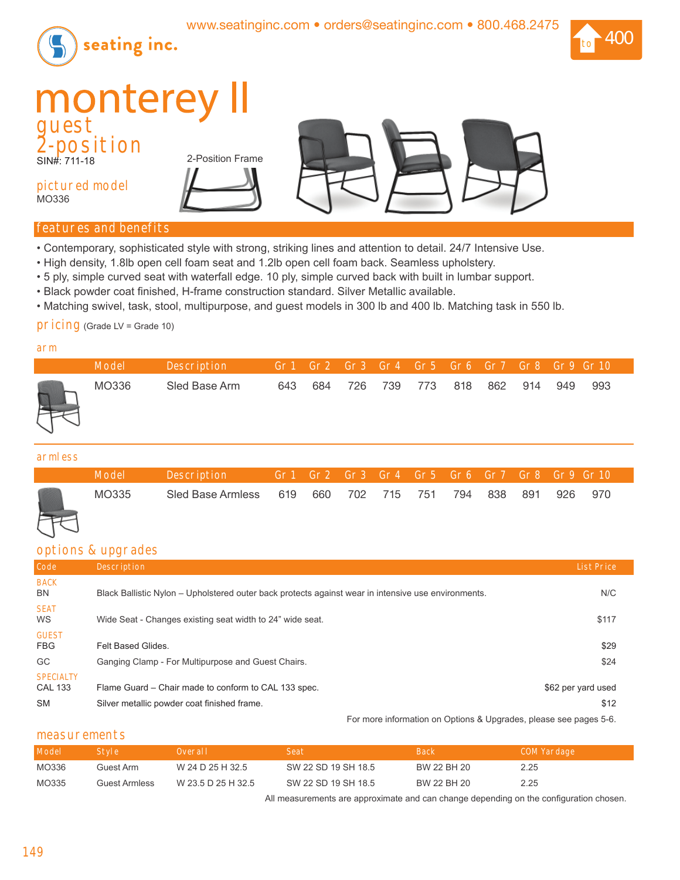www.seatinginc.com • orders@seatinginc.com • 800.468.2475

seating inc.

to 400

# monterey II

## guest 2-position

SIN#: 711-18

2-Position Frame

### pictured model

MO336

## features and benefits

- Contemporary, sophisticated style with strong, striking lines and attention to detail. 24/7 Intensive Use.
- High density, 1.8lb open cell foam seat and 1.2lb open cell foam back. Seamless upholstery.
- 5 ply, simple curved seat with waterfall edge. 10 ply, simple curved back with built in lumbar support.
- Black powder coat finished, H-frame construction standard. Silver Metallic available.
- Matching swivel, task, stool, multipurpose, and guest models in 300 lb and 400 lb. Matching task in 550 lb.

## pricing (Grade LV = Grade 10)

### arm

| Model | Description | Gr 1 | Gr 2 | Gr 3 | Gr 4 | Gr 5 | Gr 6 | Gr 7 | Gr 8 | Gr 9 | Gr 10 |
|---|---|---|---|---|---|---|---|---|---|---|---|
| MO336 | Sled Base Arm | 643 | 684 | 726 | 739 | 773 | 818 | 862 | 914 | 949 | 993 |

### armless

| Model | Description | Gr 1 | Gr 2 | Gr 3 | Gr 4 | Gr 5 | Gr 6 | Gr 7 | Gr 8 | Gr 9 | Gr 10 |
|---|---|---|---|---|---|---|---|---|---|---|---|
| MO335 | Sled Base Armless | 619 | 660 | 702 | 715 | 751 | 794 | 838 | 891 | 926 | 970 |

## options & upgrades

| Code | Description | List Price |
|---|---|---|
| BACK | | |
| BN | Black Ballistic Nylon – Upholstered outer back protects against wear in intensive use environments. | N/C |
| SEAT | | |
| WS | Wide Seat - Changes existing seat width to 24" wide seat. | $117 |
| GUEST | | |
| FBG | Felt Based Glides. | $29 |
| GC | Ganging Clamp - For Multipurpose and Guest Chairs. | $24 |
| SPECIALTY | | |
| CAL 133 | Flame Guard – Chair made to conform to CAL 133 spec. | $62 per yard used |
| SM | Silver metallic powder coat finished frame. | $12 |

For more information on Options & Upgrades, please see pages 5-6.

## measurements

| Model | Style | Overall | Seat | Back | COM Yardage |
|---|---|---|---|---|---|
| MO336 | Guest Arm | W 24 D 25 H 32.5 | SW 22 SD 19 SH 18.5 | BW 22 BH 20 | 2.25 |
| MO335 | Guest Armless | W 23.5 D 25 H 32.5 | SW 22 SD 19 SH 18.5 | BW 22 BH 20 | 2.25 |

All measurements are approximate and can change depending on the configuration chosen.